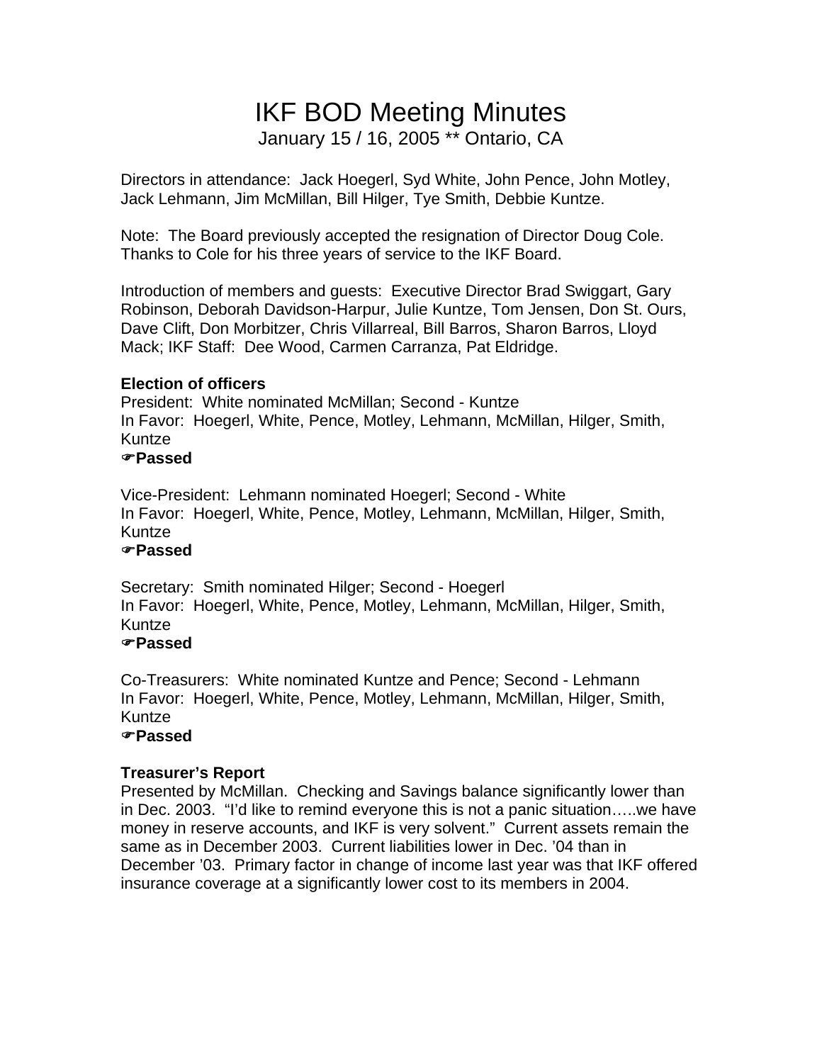# IKF BOD Meeting Minutes

January 15 / 16, 2005 ** Ontario, CA

Directors in attendance: Jack Hoegerl, Syd White, John Pence, John Motley, Jack Lehmann, Jim McMillan, Bill Hilger, Tye Smith, Debbie Kuntze.

Note: The Board previously accepted the resignation of Director Doug Cole. Thanks to Cole for his three years of service to the IKF Board.

Introduction of members and guests: Executive Director Brad Swiggart, Gary Robinson, Deborah Davidson-Harpur, Julie Kuntze, Tom Jensen, Don St. Ours, Dave Clift, Don Morbitzer, Chris Villarreal, Bill Barros, Sharon Barros, Lloyd Mack; IKF Staff: Dee Wood, Carmen Carranza, Pat Eldridge.

**Election of officers**

President: White nominated McMillan; Second - Kuntze
In Favor: Hoegerl, White, Pence, Motley, Lehmann, McMillan, Hilger, Smith, Kuntze
☞**Passed**

Vice-President: Lehmann nominated Hoegerl; Second - White
In Favor: Hoegerl, White, Pence, Motley, Lehmann, McMillan, Hilger, Smith, Kuntze
☞**Passed**

Secretary: Smith nominated Hilger; Second - Hoegerl
In Favor: Hoegerl, White, Pence, Motley, Lehmann, McMillan, Hilger, Smith, Kuntze
☞**Passed**

Co-Treasurers: White nominated Kuntze and Pence; Second - Lehmann
In Favor: Hoegerl, White, Pence, Motley, Lehmann, McMillan, Hilger, Smith, Kuntze
☞**Passed**

**Treasurer's Report**

Presented by McMillan. Checking and Savings balance significantly lower than in Dec. 2003. "I'd like to remind everyone this is not a panic situation…..we have money in reserve accounts, and IKF is very solvent." Current assets remain the same as in December 2003. Current liabilities lower in Dec. '04 than in December '03. Primary factor in change of income last year was that IKF offered insurance coverage at a significantly lower cost to its members in 2004.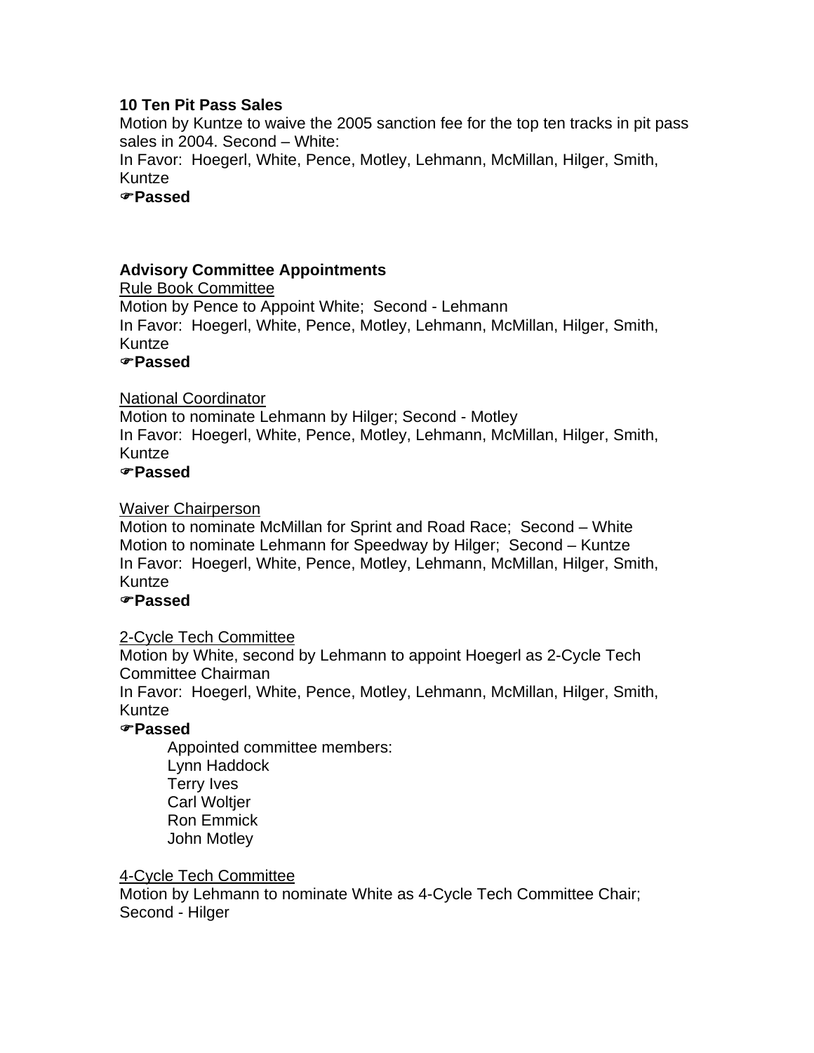**10 Ten Pit Pass Sales**

Motion by Kuntze to waive the 2005 sanction fee for the top ten tracks in pit pass sales in 2004. Second – White:

In Favor: Hoegerl, White, Pence, Motley, Lehmann, McMillan, Hilger, Smith, Kuntze

☞**Passed**

**Advisory Committee Appointments**

Rule Book Committee

Motion by Pence to Appoint White; Second - Lehmann

In Favor: Hoegerl, White, Pence, Motley, Lehmann, McMillan, Hilger, Smith, Kuntze

☞**Passed**

National Coordinator

Motion to nominate Lehmann by Hilger; Second - Motley

In Favor: Hoegerl, White, Pence, Motley, Lehmann, McMillan, Hilger, Smith, Kuntze

☞**Passed**

Waiver Chairperson

Motion to nominate McMillan for Sprint and Road Race; Second – White

Motion to nominate Lehmann for Speedway by Hilger; Second – Kuntze

In Favor: Hoegerl, White, Pence, Motley, Lehmann, McMillan, Hilger, Smith, Kuntze

☞**Passed**

2-Cycle Tech Committee

Motion by White, second by Lehmann to appoint Hoegerl as 2-Cycle Tech Committee Chairman

In Favor: Hoegerl, White, Pence, Motley, Lehmann, McMillan, Hilger, Smith, Kuntze

☞**Passed**

Appointed committee members:
Lynn Haddock
Terry Ives
Carl Woltjer
Ron Emmick
John Motley

4-Cycle Tech Committee

Motion by Lehmann to nominate White as 4-Cycle Tech Committee Chair; Second - Hilger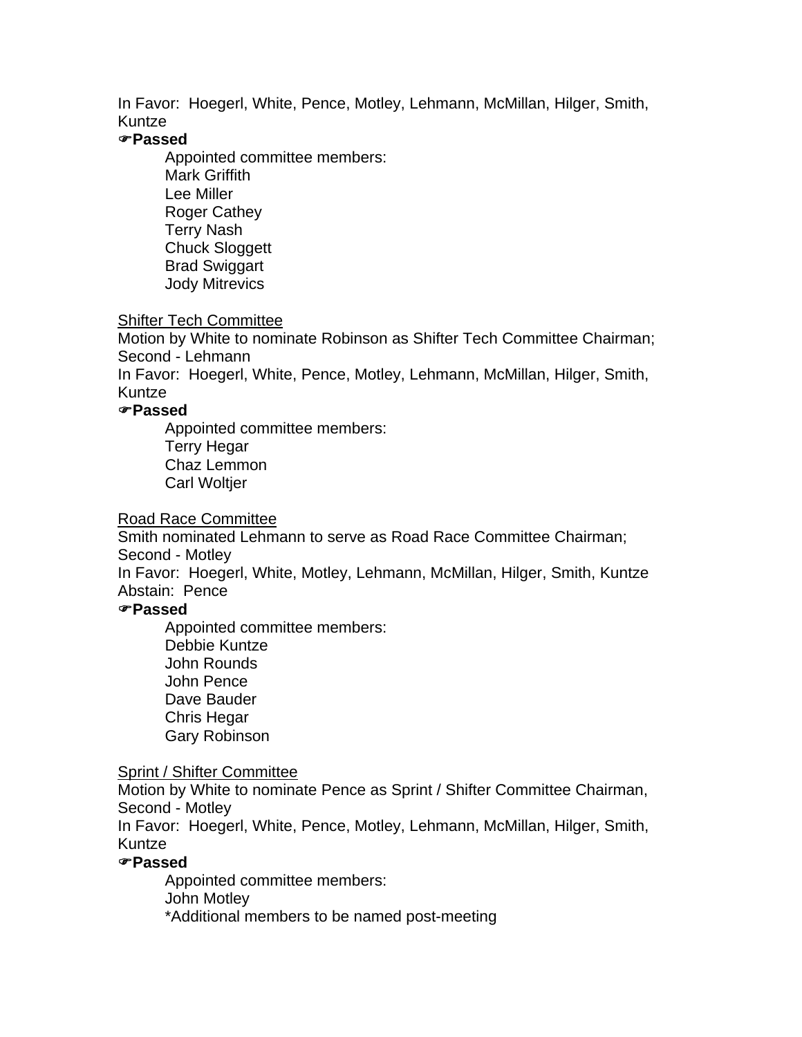In Favor: Hoegerl, White, Pence, Motley, Lehmann, McMillan, Hilger, Smith, Kuntze

☞**Passed**

Appointed committee members:
Mark Griffith
Lee Miller
Roger Cathey
Terry Nash
Chuck Sloggett
Brad Swiggart
Jody Mitrevics

<u>Shifter Tech Committee</u>

Motion by White to nominate Robinson as Shifter Tech Committee Chairman; Second - Lehmann

In Favor: Hoegerl, White, Pence, Motley, Lehmann, McMillan, Hilger, Smith, Kuntze

☞**Passed**

Appointed committee members:
Terry Hegar
Chaz Lemmon
Carl Woltjer

<u>Road Race Committee</u>

Smith nominated Lehmann to serve as Road Race Committee Chairman; Second - Motley

In Favor: Hoegerl, White, Motley, Lehmann, McMillan, Hilger, Smith, Kuntze
Abstain: Pence

☞**Passed**

Appointed committee members:
Debbie Kuntze
John Rounds
John Pence
Dave Bauder
Chris Hegar
Gary Robinson

<u>Sprint / Shifter Committee</u>

Motion by White to nominate Pence as Sprint / Shifter Committee Chairman, Second - Motley

In Favor: Hoegerl, White, Pence, Motley, Lehmann, McMillan, Hilger, Smith, Kuntze

☞**Passed**

Appointed committee members:
John Motley
*Additional members to be named post-meeting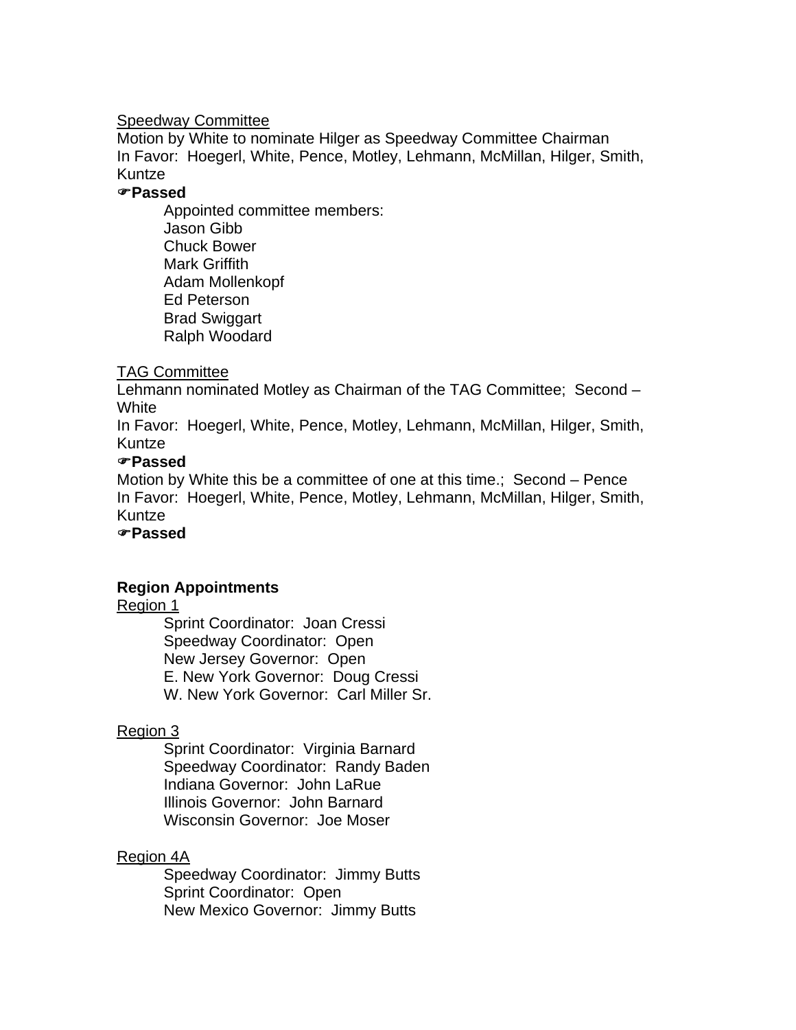<u>Speedway Committee</u>

Motion by White to nominate Hilger as Speedway Committee Chairman
In Favor: Hoegerl, White, Pence, Motley, Lehmann, McMillan, Hilger, Smith, Kuntze

☞**Passed**

Appointed committee members:
Jason Gibb
Chuck Bower
Mark Griffith
Adam Mollenkopf
Ed Peterson
Brad Swiggart
Ralph Woodard

<u>TAG Committee</u>

Lehmann nominated Motley as Chairman of the TAG Committee; Second – White
In Favor: Hoegerl, White, Pence, Motley, Lehmann, McMillan, Hilger, Smith, Kuntze

☞**Passed**

Motion by White this be a committee of one at this time.; Second – Pence
In Favor: Hoegerl, White, Pence, Motley, Lehmann, McMillan, Hilger, Smith, Kuntze

☞**Passed**

**Region Appointments**

<u>Region 1</u>

Sprint Coordinator: Joan Cressi
Speedway Coordinator: Open
New Jersey Governor: Open
E. New York Governor: Doug Cressi
W. New York Governor: Carl Miller Sr.

<u>Region 3</u>

Sprint Coordinator: Virginia Barnard
Speedway Coordinator: Randy Baden
Indiana Governor: John LaRue
Illinois Governor: John Barnard
Wisconsin Governor: Joe Moser

<u>Region 4A</u>

Speedway Coordinator: Jimmy Butts
Sprint Coordinator: Open
New Mexico Governor: Jimmy Butts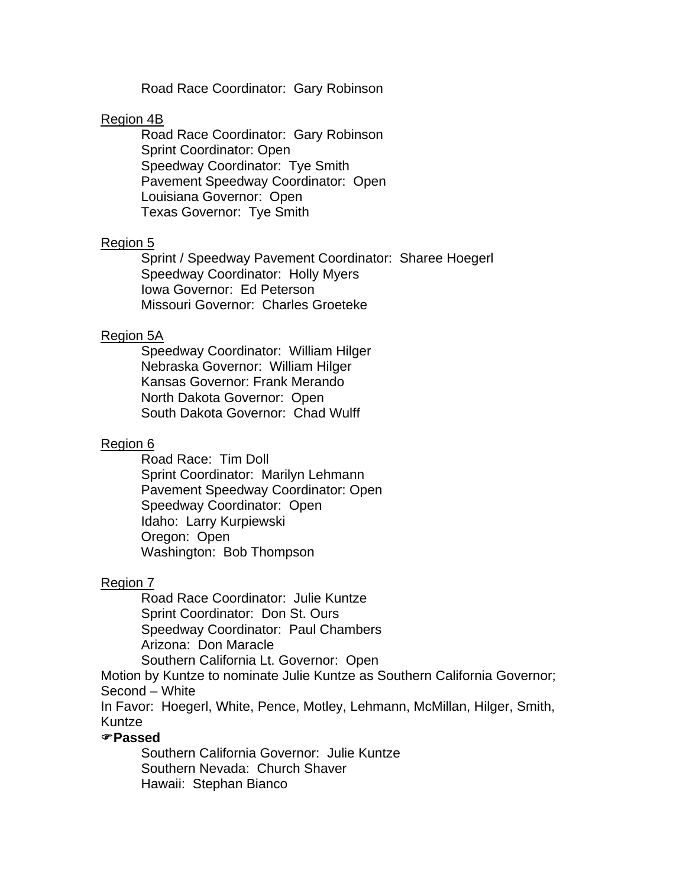Road Race Coordinator:  Gary Robinson

Region 4B

Road Race Coordinator:  Gary Robinson
Sprint Coordinator: Open
Speedway Coordinator:  Tye Smith
Pavement Speedway Coordinator:  Open
Louisiana Governor:  Open
Texas Governor:  Tye Smith

Region 5

Sprint / Speedway Pavement Coordinator:  Sharee Hoegerl
Speedway Coordinator:  Holly Myers
Iowa Governor:  Ed Peterson
Missouri Governor:  Charles Groeteke

Region 5A

Speedway Coordinator:  William Hilger
Nebraska Governor:  William Hilger
Kansas Governor: Frank Merando
North Dakota Governor:  Open
South Dakota Governor:  Chad Wulff

Region 6

Road Race:  Tim Doll
Sprint Coordinator:  Marilyn Lehmann
Pavement Speedway Coordinator: Open
Speedway Coordinator:  Open
Idaho:  Larry Kurpiewski
Oregon:  Open
Washington:  Bob Thompson

Region 7

Road Race Coordinator:  Julie Kuntze
Sprint Coordinator:  Don St. Ours
Speedway Coordinator:  Paul Chambers
Arizona:  Don Maracle
Southern California Lt. Governor:  Open

Motion by Kuntze to nominate Julie Kuntze as Southern California Governor; Second – White
In Favor:  Hoegerl, White, Pence, Motley, Lehmann, McMillan, Hilger, Smith, Kuntze

☞**Passed**

Southern California Governor:  Julie Kuntze
Southern Nevada:  Church Shaver
Hawaii:  Stephan Bianco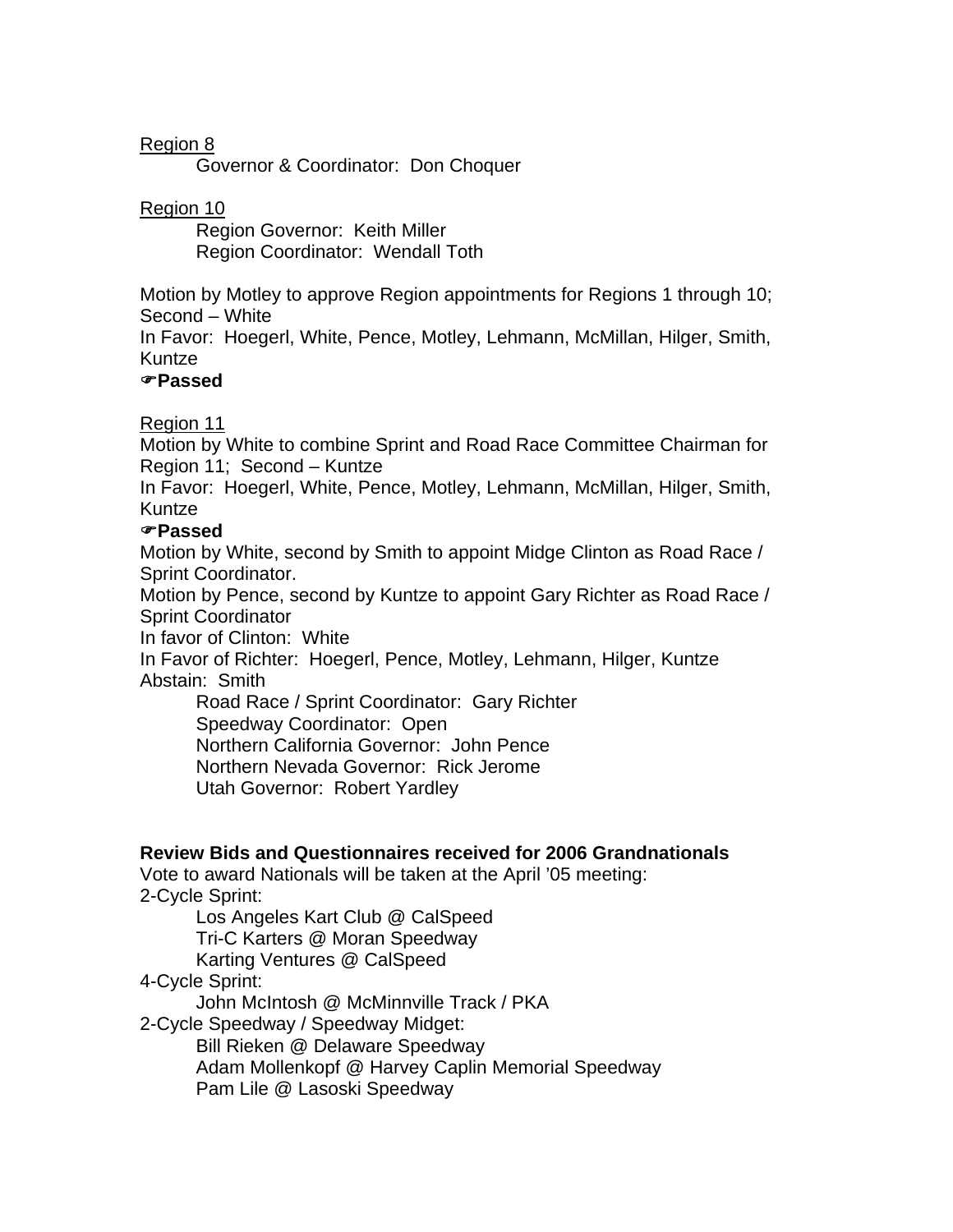<u>Region 8</u>

Governor & Coordinator: Don Choquer

<u>Region 10</u>

Region Governor: Keith Miller
Region Coordinator: Wendall Toth

Motion by Motley to approve Region appointments for Regions 1 through 10; Second – White
In Favor: Hoegerl, White, Pence, Motley, Lehmann, McMillan, Hilger, Smith, Kuntze
☞**Passed**

<u>Region 11</u>

Motion by White to combine Sprint and Road Race Committee Chairman for Region 11; Second – Kuntze
In Favor: Hoegerl, White, Pence, Motley, Lehmann, McMillan, Hilger, Smith, Kuntze
☞**Passed**
Motion by White, second by Smith to appoint Midge Clinton as Road Race / Sprint Coordinator.
Motion by Pence, second by Kuntze to appoint Gary Richter as Road Race / Sprint Coordinator
In favor of Clinton: White
In Favor of Richter: Hoegerl, Pence, Motley, Lehmann, Hilger, Kuntze
Abstain: Smith

Road Race / Sprint Coordinator: Gary Richter
Speedway Coordinator: Open
Northern California Governor: John Pence
Northern Nevada Governor: Rick Jerome
Utah Governor: Robert Yardley

**Review Bids and Questionnaires received for 2006 Grandnationals**

Vote to award Nationals will be taken at the April '05 meeting:

2-Cycle Sprint:
- Los Angeles Kart Club @ CalSpeed
- Tri-C Karters @ Moran Speedway
- Karting Ventures @ CalSpeed

4-Cycle Sprint:
- John McIntosh @ McMinnville Track / PKA

2-Cycle Speedway / Speedway Midget:
- Bill Rieken @ Delaware Speedway
- Adam Mollenkopf @ Harvey Caplin Memorial Speedway
- Pam Lile @ Lasoski Speedway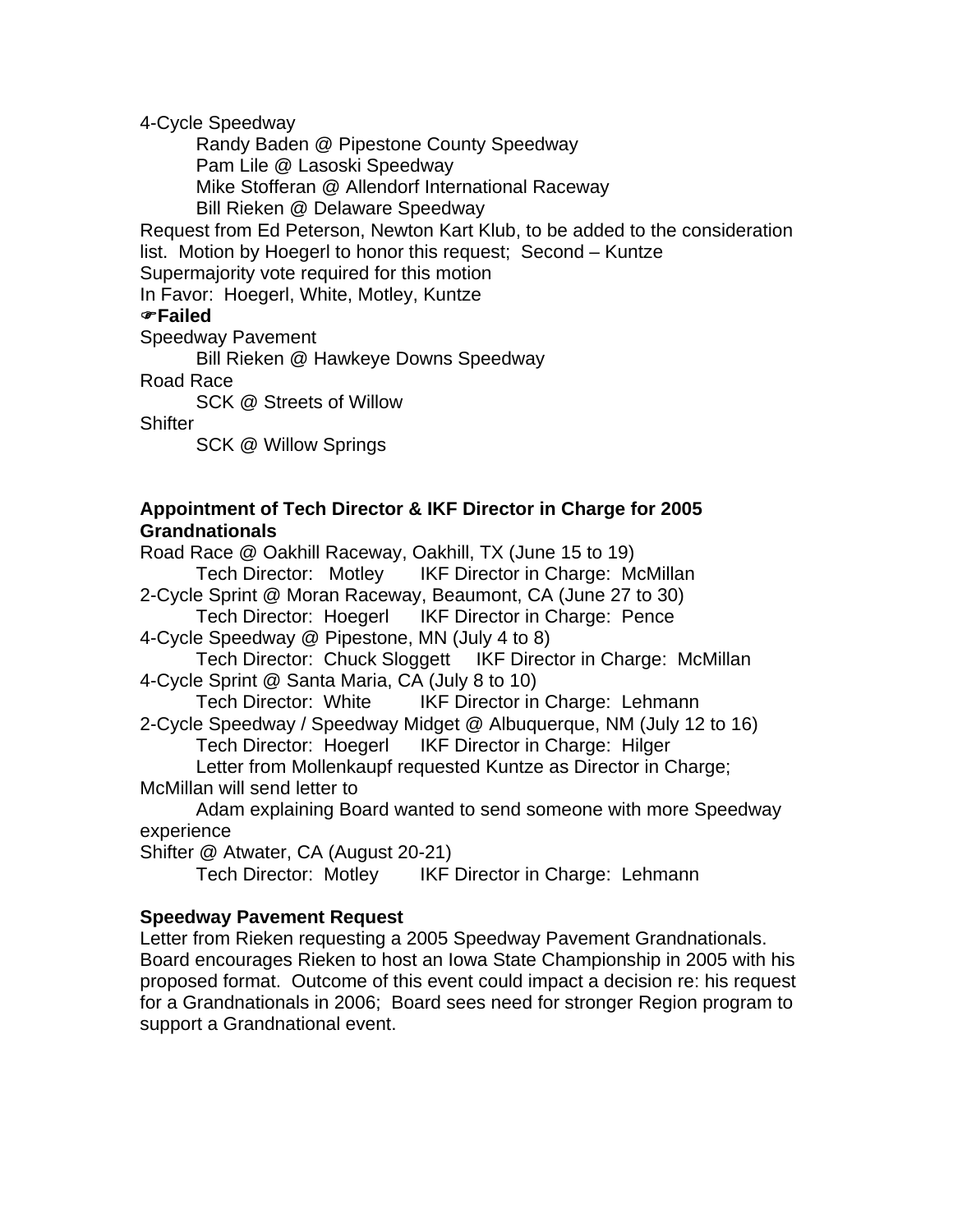4-Cycle Speedway

Randy Baden @ Pipestone County Speedway
Pam Lile @ Lasoski Speedway
Mike Stofferan @ Allendorf International Raceway
Bill Rieken @ Delaware Speedway

Request from Ed Peterson, Newton Kart Klub, to be added to the consideration list. Motion by Hoegerl to honor this request; Second – Kuntze
Supermajority vote required for this motion
In Favor: Hoegerl, White, Motley, Kuntze
☛**Failed**

Speedway Pavement

Bill Rieken @ Hawkeye Downs Speedway

Road Race

SCK @ Streets of Willow

Shifter

SCK @ Willow Springs

**Appointment of Tech Director & IKF Director in Charge for 2005 Grandnationals**

Road Race @ Oakhill Raceway, Oakhill, TX (June 15 to 19)
Tech Director: Motley IKF Director in Charge: McMillan

2-Cycle Sprint @ Moran Raceway, Beaumont, CA (June 27 to 30)
Tech Director: Hoegerl IKF Director in Charge: Pence

4-Cycle Speedway @ Pipestone, MN (July 4 to 8)
Tech Director: Chuck Sloggett IKF Director in Charge: McMillan

4-Cycle Sprint @ Santa Maria, CA (July 8 to 10)
Tech Director: White IKF Director in Charge: Lehmann

2-Cycle Speedway / Speedway Midget @ Albuquerque, NM (July 12 to 16)
Tech Director: Hoegerl IKF Director in Charge: Hilger
Letter from Mollenkaupf requested Kuntze as Director in Charge; McMillan will send letter to
Adam explaining Board wanted to send someone with more Speedway experience

Shifter @ Atwater, CA (August 20-21)
Tech Director: Motley IKF Director in Charge: Lehmann

**Speedway Pavement Request**

Letter from Rieken requesting a 2005 Speedway Pavement Grandnationals. Board encourages Rieken to host an Iowa State Championship in 2005 with his proposed format. Outcome of this event could impact a decision re: his request for a Grandnationals in 2006; Board sees need for stronger Region program to support a Grandnational event.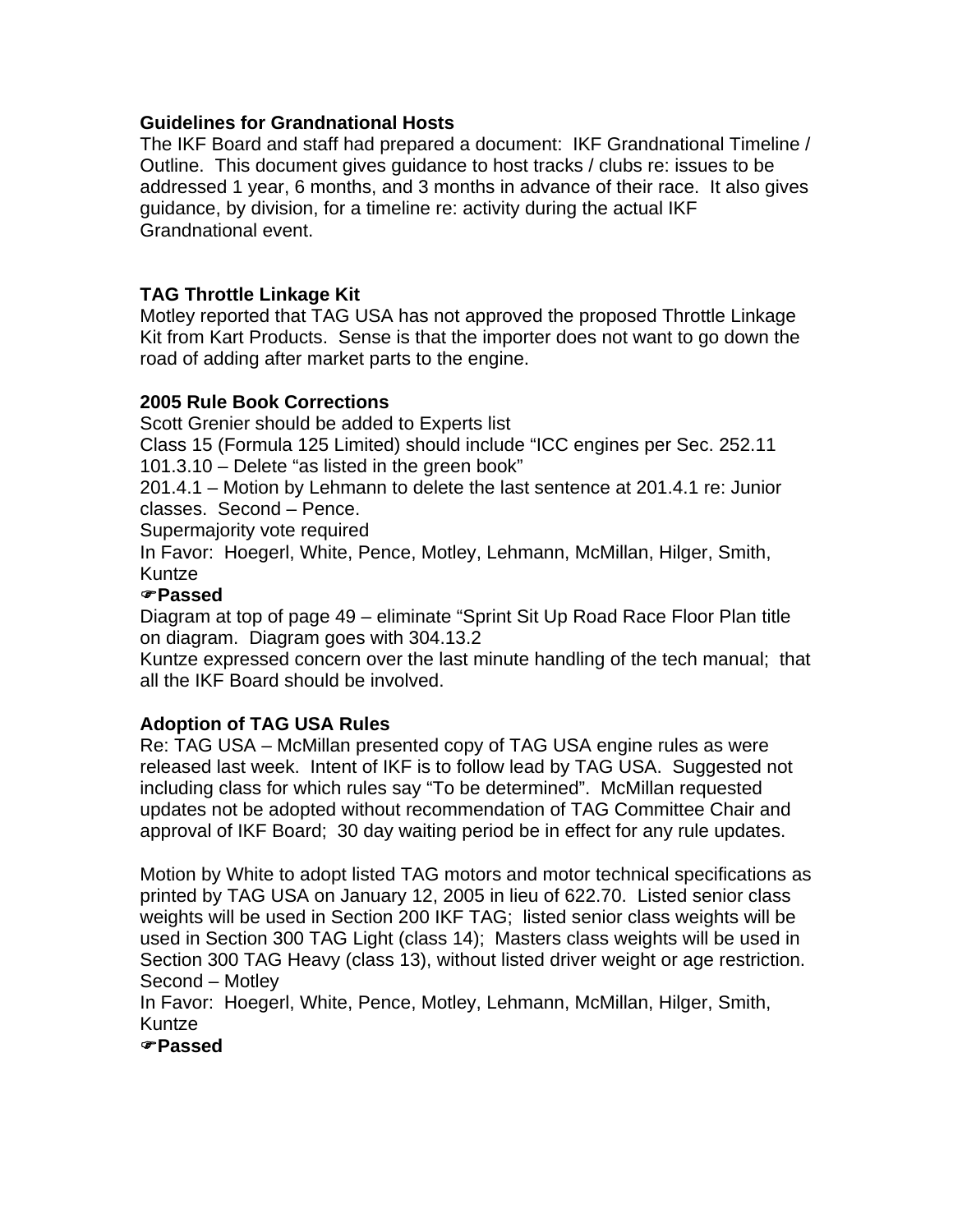**Guidelines for Grandnational Hosts**

The IKF Board and staff had prepared a document: IKF Grandnational Timeline / Outline. This document gives guidance to host tracks / clubs re: issues to be addressed 1 year, 6 months, and 3 months in advance of their race. It also gives guidance, by division, for a timeline re: activity during the actual IKF Grandnational event.

**TAG Throttle Linkage Kit**

Motley reported that TAG USA has not approved the proposed Throttle Linkage Kit from Kart Products. Sense is that the importer does not want to go down the road of adding after market parts to the engine.

**2005 Rule Book Corrections**

Scott Grenier should be added to Experts list

Class 15 (Formula 125 Limited) should include "ICC engines per Sec. 252.11

101.3.10 – Delete "as listed in the green book"

201.4.1 – Motion by Lehmann to delete the last sentence at 201.4.1 re: Junior classes. Second – Pence.

Supermajority vote required

In Favor: Hoegerl, White, Pence, Motley, Lehmann, McMillan, Hilger, Smith, Kuntze

☞**Passed**

Diagram at top of page 49 – eliminate "Sprint Sit Up Road Race Floor Plan title on diagram. Diagram goes with 304.13.2

Kuntze expressed concern over the last minute handling of the tech manual; that all the IKF Board should be involved.

**Adoption of TAG USA Rules**

Re: TAG USA – McMillan presented copy of TAG USA engine rules as were released last week. Intent of IKF is to follow lead by TAG USA. Suggested not including class for which rules say "To be determined". McMillan requested updates not be adopted without recommendation of TAG Committee Chair and approval of IKF Board; 30 day waiting period be in effect for any rule updates.

Motion by White to adopt listed TAG motors and motor technical specifications as printed by TAG USA on January 12, 2005 in lieu of 622.70. Listed senior class weights will be used in Section 200 IKF TAG; listed senior class weights will be used in Section 300 TAG Light (class 14); Masters class weights will be used in Section 300 TAG Heavy (class 13), without listed driver weight or age restriction.

Second – Motley

In Favor: Hoegerl, White, Pence, Motley, Lehmann, McMillan, Hilger, Smith, Kuntze

☞**Passed**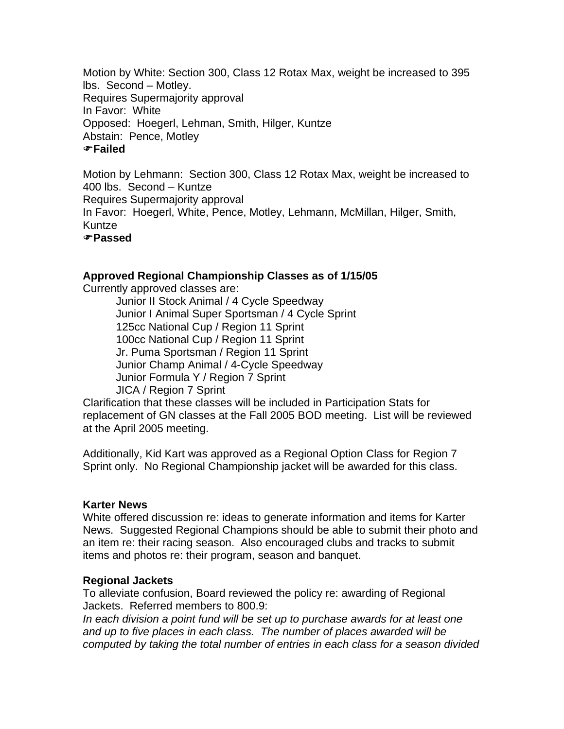Motion by White: Section 300, Class 12 Rotax Max, weight be increased to 395 lbs. Second – Motley.
Requires Supermajority approval
In Favor: White
Opposed: Hoegerl, Lehman, Smith, Hilger, Kuntze
Abstain: Pence, Motley
☞**Failed**

Motion by Lehmann: Section 300, Class 12 Rotax Max, weight be increased to 400 lbs. Second – Kuntze
Requires Supermajority approval
In Favor: Hoegerl, White, Pence, Motley, Lehmann, McMillan, Hilger, Smith, Kuntze
☞**Passed**

**Approved Regional Championship Classes as of 1/15/05**

Currently approved classes are:

- Junior II Stock Animal / 4 Cycle Speedway
- Junior I Animal Super Sportsman / 4 Cycle Sprint
- 125cc National Cup / Region 11 Sprint
- 100cc National Cup / Region 11 Sprint
- Jr. Puma Sportsman / Region 11 Sprint
- Junior Champ Animal / 4-Cycle Speedway
- Junior Formula Y / Region 7 Sprint
- JICA / Region 7 Sprint

Clarification that these classes will be included in Participation Stats for replacement of GN classes at the Fall 2005 BOD meeting. List will be reviewed at the April 2005 meeting.

Additionally, Kid Kart was approved as a Regional Option Class for Region 7 Sprint only. No Regional Championship jacket will be awarded for this class.

**Karter News**

White offered discussion re: ideas to generate information and items for Karter News. Suggested Regional Champions should be able to submit their photo and an item re: their racing season. Also encouraged clubs and tracks to submit items and photos re: their program, season and banquet.

**Regional Jackets**

To alleviate confusion, Board reviewed the policy re: awarding of Regional Jackets. Referred members to 800.9:

*In each division a point fund will be set up to purchase awards for at least one and up to five places in each class. The number of places awarded will be computed by taking the total number of entries in each class for a season divided*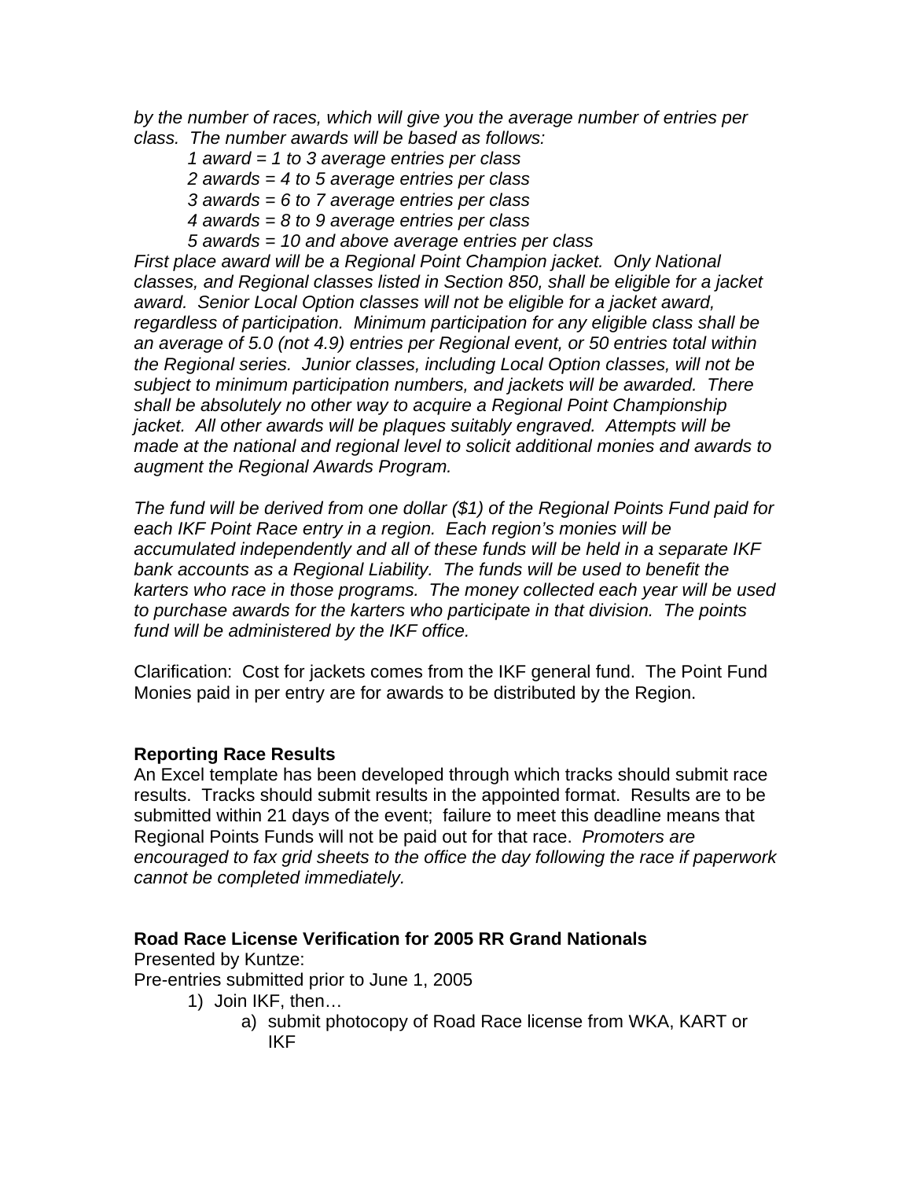*by the number of races, which will give you the average number of entries per class. The number awards will be based as follows:*

*1 award = 1 to 3 average entries per class*
*2 awards = 4 to 5 average entries per class*
*3 awards = 6 to 7 average entries per class*
*4 awards = 8 to 9 average entries per class*
*5 awards = 10 and above average entries per class*

*First place award will be a Regional Point Champion jacket. Only National classes, and Regional classes listed in Section 850, shall be eligible for a jacket award. Senior Local Option classes will not be eligible for a jacket award, regardless of participation. Minimum participation for any eligible class shall be an average of 5.0 (not 4.9) entries per Regional event, or 50 entries total within the Regional series. Junior classes, including Local Option classes, will not be subject to minimum participation numbers, and jackets will be awarded. There shall be absolutely no other way to acquire a Regional Point Championship jacket. All other awards will be plaques suitably engraved. Attempts will be made at the national and regional level to solicit additional monies and awards to augment the Regional Awards Program.*

*The fund will be derived from one dollar ($1) of the Regional Points Fund paid for each IKF Point Race entry in a region. Each region's monies will be accumulated independently and all of these funds will be held in a separate IKF bank accounts as a Regional Liability. The funds will be used to benefit the karters who race in those programs. The money collected each year will be used to purchase awards for the karters who participate in that division. The points fund will be administered by the IKF office.*

Clarification: Cost for jackets comes from the IKF general fund. The Point Fund Monies paid in per entry are for awards to be distributed by the Region.

**Reporting Race Results**

An Excel template has been developed through which tracks should submit race results. Tracks should submit results in the appointed format. Results are to be submitted within 21 days of the event; failure to meet this deadline means that Regional Points Funds will not be paid out for that race. *Promoters are encouraged to fax grid sheets to the office the day following the race if paperwork cannot be completed immediately.*

**Road Race License Verification for 2005 RR Grand Nationals**

Presented by Kuntze:

Pre-entries submitted prior to June 1, 2005

1) Join IKF, then…
    a) submit photocopy of Road Race license from WKA, KART or IKF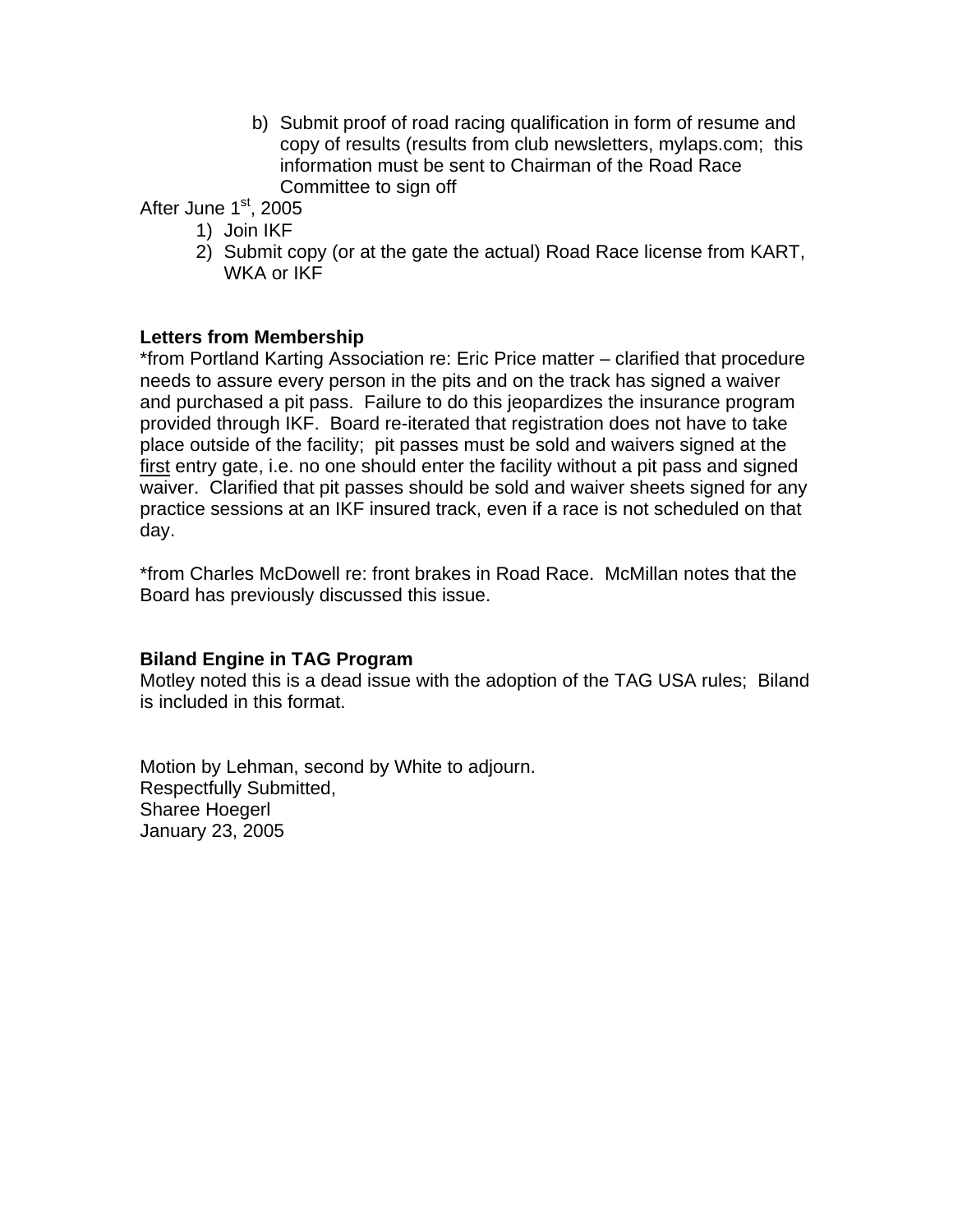b) Submit proof of road racing qualification in form of resume and copy of results (results from club newsletters, mylaps.com; this information must be sent to Chairman of the Road Race Committee to sign off

After June 1st, 2005

1) Join IKF
2) Submit copy (or at the gate the actual) Road Race license from KART, WKA or IKF

**Letters from Membership**

*from Portland Karting Association re: Eric Price matter – clarified that procedure needs to assure every person in the pits and on the track has signed a waiver and purchased a pit pass. Failure to do this jeopardizes the insurance program provided through IKF. Board re-iterated that registration does not have to take place outside of the facility; pit passes must be sold and waivers signed at the <u>first</u> entry gate, i.e. no one should enter the facility without a pit pass and signed waiver. Clarified that pit passes should be sold and waiver sheets signed for any practice sessions at an IKF insured track, even if a race is not scheduled on that day.

*from Charles McDowell re: front brakes in Road Race. McMillan notes that the Board has previously discussed this issue.

**Biland Engine in TAG Program**

Motley noted this is a dead issue with the adoption of the TAG USA rules; Biland is included in this format.

Motion by Lehman, second by White to adjourn.
Respectfully Submitted,
Sharee Hoegerl
January 23, 2005